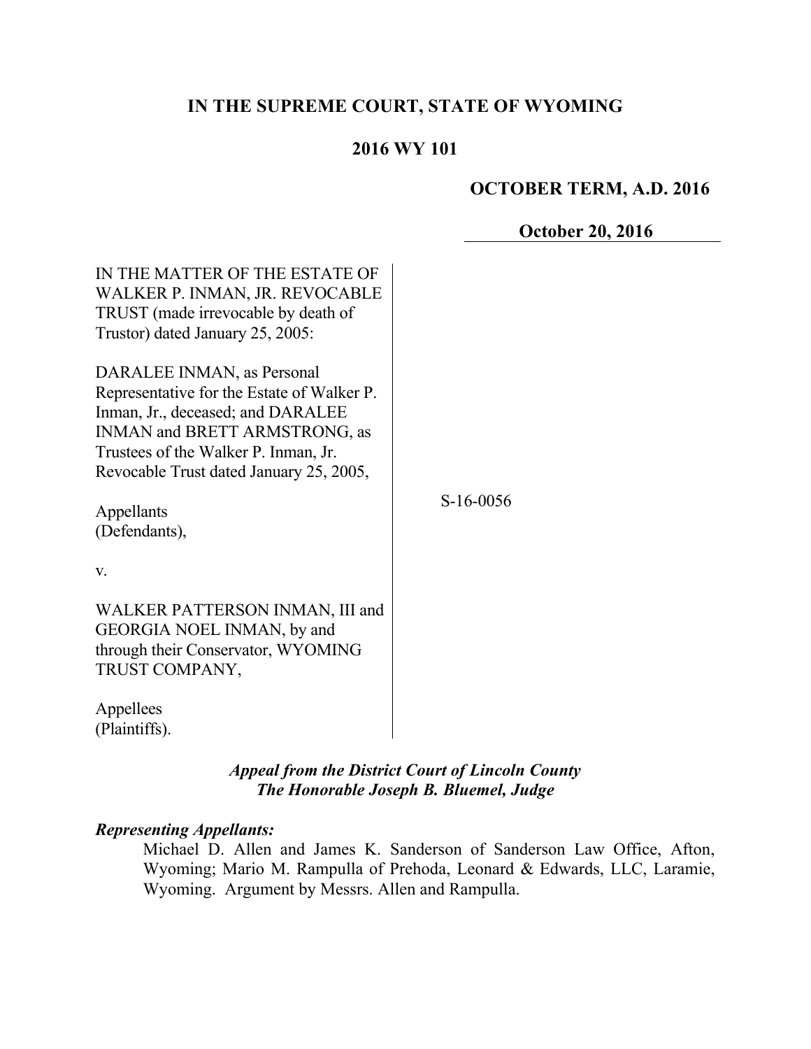# IN THE SUPREME COURT, STATE OF WYOMING

## 2016 WY 101

**OCTOBER TERM, A.D. 2016**

**October 20, 2016**

IN THE MATTER OF THE ESTATE OF WALKER P. INMAN, JR. REVOCABLE TRUST (made irrevocable by death of Trustor) dated January 25, 2005:

DARALEE INMAN, as Personal Representative for the Estate of Walker P. Inman, Jr., deceased; and DARALEE INMAN and BRETT ARMSTRONG, as Trustees of the Walker P. Inman, Jr. Revocable Trust dated January 25, 2005,

Appellants
(Defendants),

v.

WALKER PATTERSON INMAN, III and GEORGIA NOEL INMAN, by and through their Conservator, WYOMING TRUST COMPANY,

Appellees
(Plaintiffs).

S-16-0056

***Appeal from the District Court of Lincoln County***
***The Honorable Joseph B. Bluemel, Judge***

***Representing Appellants:***

Michael D. Allen and James K. Sanderson of Sanderson Law Office, Afton, Wyoming; Mario M. Rampulla of Prehoda, Leonard & Edwards, LLC, Laramie, Wyoming. Argument by Messrs. Allen and Rampulla.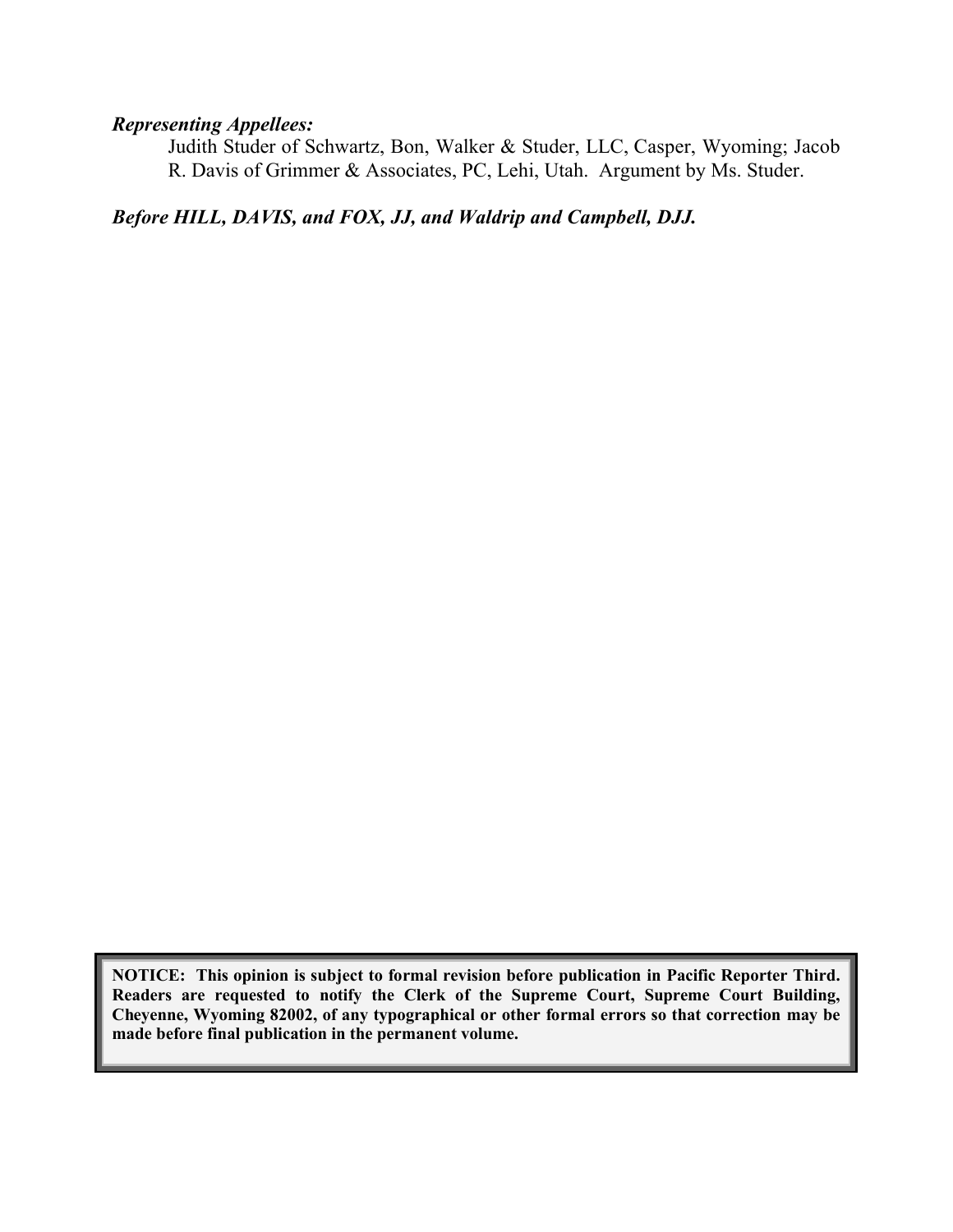***Representing Appellees:***

Judith Studer of Schwartz, Bon, Walker & Studer, LLC, Casper, Wyoming; Jacob R. Davis of Grimmer & Associates, PC, Lehi, Utah. Argument by Ms. Studer.

***Before HILL, DAVIS, and FOX, JJ, and Waldrip and Campbell, DJJ.***

**NOTICE: This opinion is subject to formal revision before publication in Pacific Reporter Third. Readers are requested to notify the Clerk of the Supreme Court, Supreme Court Building, Cheyenne, Wyoming 82002, of any typographical or other formal errors so that correction may be made before final publication in the permanent volume.**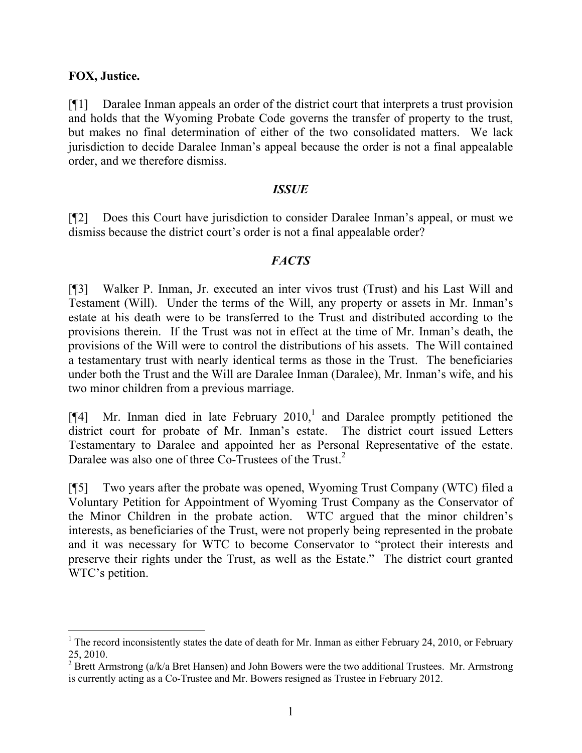**FOX, Justice.**

[¶1] Daralee Inman appeals an order of the district court that interprets a trust provision and holds that the Wyoming Probate Code governs the transfer of property to the trust, but makes no final determination of either of the two consolidated matters. We lack jurisdiction to decide Daralee Inman's appeal because the order is not a final appealable order, and we therefore dismiss.

## *ISSUE*

[¶2] Does this Court have jurisdiction to consider Daralee Inman's appeal, or must we dismiss because the district court's order is not a final appealable order?

## *FACTS*

[¶3] Walker P. Inman, Jr. executed an inter vivos trust (Trust) and his Last Will and Testament (Will). Under the terms of the Will, any property or assets in Mr. Inman's estate at his death were to be transferred to the Trust and distributed according to the provisions therein. If the Trust was not in effect at the time of Mr. Inman's death, the provisions of the Will were to control the distributions of his assets. The Will contained a testamentary trust with nearly identical terms as those in the Trust. The beneficiaries under both the Trust and the Will are Daralee Inman (Daralee), Mr. Inman's wife, and his two minor children from a previous marriage.

[¶4] Mr. Inman died in late February 2010,[1] and Daralee promptly petitioned the district court for probate of Mr. Inman's estate. The district court issued Letters Testamentary to Daralee and appointed her as Personal Representative of the estate. Daralee was also one of three Co-Trustees of the Trust.[2]

[¶5] Two years after the probate was opened, Wyoming Trust Company (WTC) filed a Voluntary Petition for Appointment of Wyoming Trust Company as the Conservator of the Minor Children in the probate action. WTC argued that the minor children's interests, as beneficiaries of the Trust, were not properly being represented in the probate and it was necessary for WTC to become Conservator to "protect their interests and preserve their rights under the Trust, as well as the Estate." The district court granted WTC's petition.

---

[1] The record inconsistently states the date of death for Mr. Inman as either February 24, 2010, or February 25, 2010.

[2] Brett Armstrong (a/k/a Bret Hansen) and John Bowers were the two additional Trustees. Mr. Armstrong is currently acting as a Co-Trustee and Mr. Bowers resigned as Trustee in February 2012.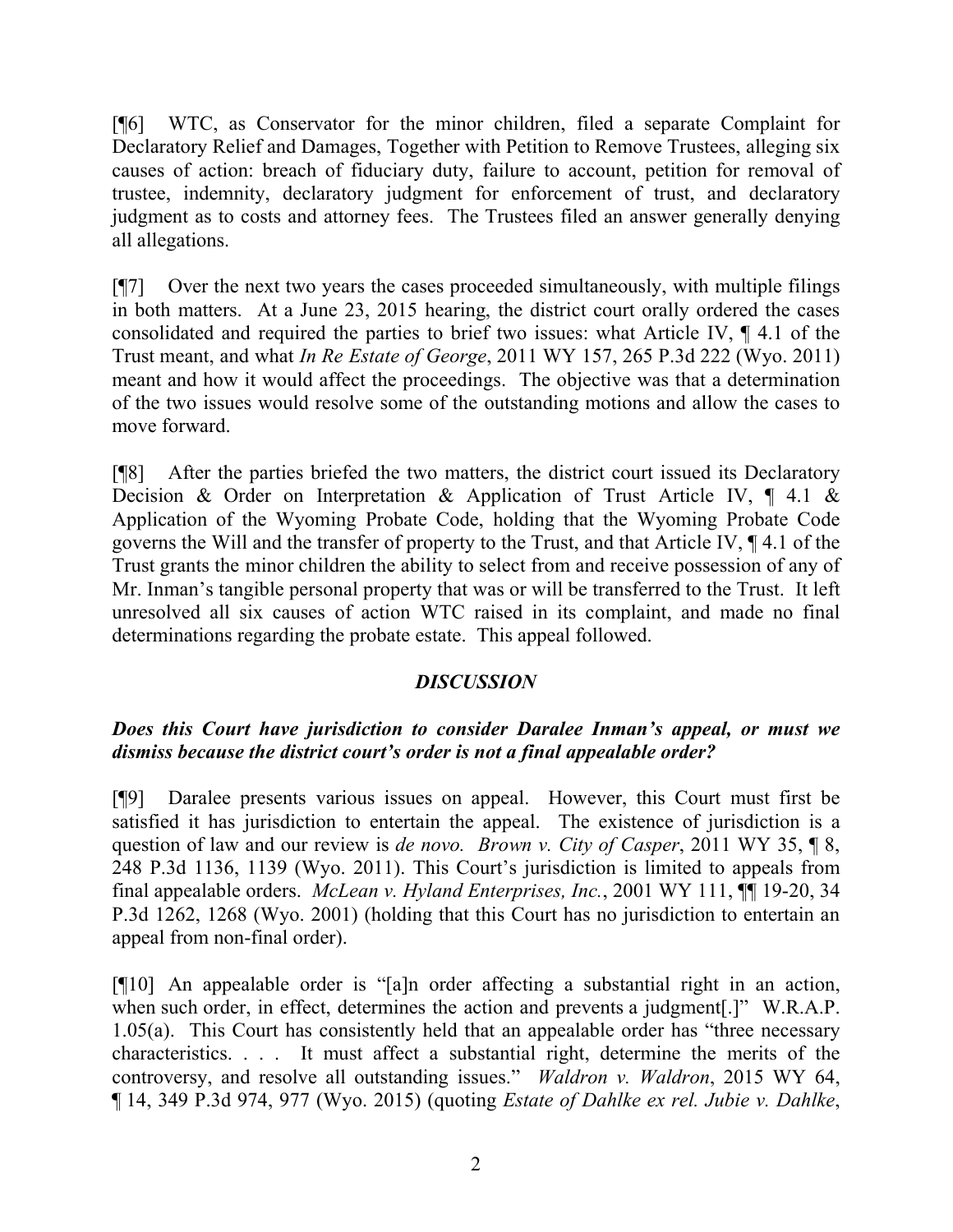[¶6] WTC, as Conservator for the minor children, filed a separate Complaint for Declaratory Relief and Damages, Together with Petition to Remove Trustees, alleging six causes of action: breach of fiduciary duty, failure to account, petition for removal of trustee, indemnity, declaratory judgment for enforcement of trust, and declaratory judgment as to costs and attorney fees. The Trustees filed an answer generally denying all allegations.

[¶7] Over the next two years the cases proceeded simultaneously, with multiple filings in both matters. At a June 23, 2015 hearing, the district court orally ordered the cases consolidated and required the parties to brief two issues: what Article IV, ¶ 4.1 of the Trust meant, and what *In Re Estate of George*, 2011 WY 157, 265 P.3d 222 (Wyo. 2011) meant and how it would affect the proceedings. The objective was that a determination of the two issues would resolve some of the outstanding motions and allow the cases to move forward.

[¶8] After the parties briefed the two matters, the district court issued its Declaratory Decision & Order on Interpretation & Application of Trust Article IV, ¶ 4.1 & Application of the Wyoming Probate Code, holding that the Wyoming Probate Code governs the Will and the transfer of property to the Trust, and that Article IV, ¶ 4.1 of the Trust grants the minor children the ability to select from and receive possession of any of Mr. Inman's tangible personal property that was or will be transferred to the Trust. It left unresolved all six causes of action WTC raised in its complaint, and made no final determinations regarding the probate estate. This appeal followed.

## *DISCUSSION*

### *Does this Court have jurisdiction to consider Daralee Inman's appeal, or must we dismiss because the district court's order is not a final appealable order?*

[¶9] Daralee presents various issues on appeal. However, this Court must first be satisfied it has jurisdiction to entertain the appeal. The existence of jurisdiction is a question of law and our review is *de novo. Brown v. City of Casper*, 2011 WY 35, ¶ 8, 248 P.3d 1136, 1139 (Wyo. 2011). This Court's jurisdiction is limited to appeals from final appealable orders. *McLean v. Hyland Enterprises, Inc.*, 2001 WY 111, ¶¶ 19-20, 34 P.3d 1262, 1268 (Wyo. 2001) (holding that this Court has no jurisdiction to entertain an appeal from non-final order).

[¶10] An appealable order is "[a]n order affecting a substantial right in an action, when such order, in effect, determines the action and prevents a judgment[.]" W.R.A.P. 1.05(a). This Court has consistently held that an appealable order has "three necessary characteristics. . . . It must affect a substantial right, determine the merits of the controversy, and resolve all outstanding issues." *Waldron v. Waldron*, 2015 WY 64, ¶ 14, 349 P.3d 974, 977 (Wyo. 2015) (quoting *Estate of Dahlke ex rel. Jubie v. Dahlke*,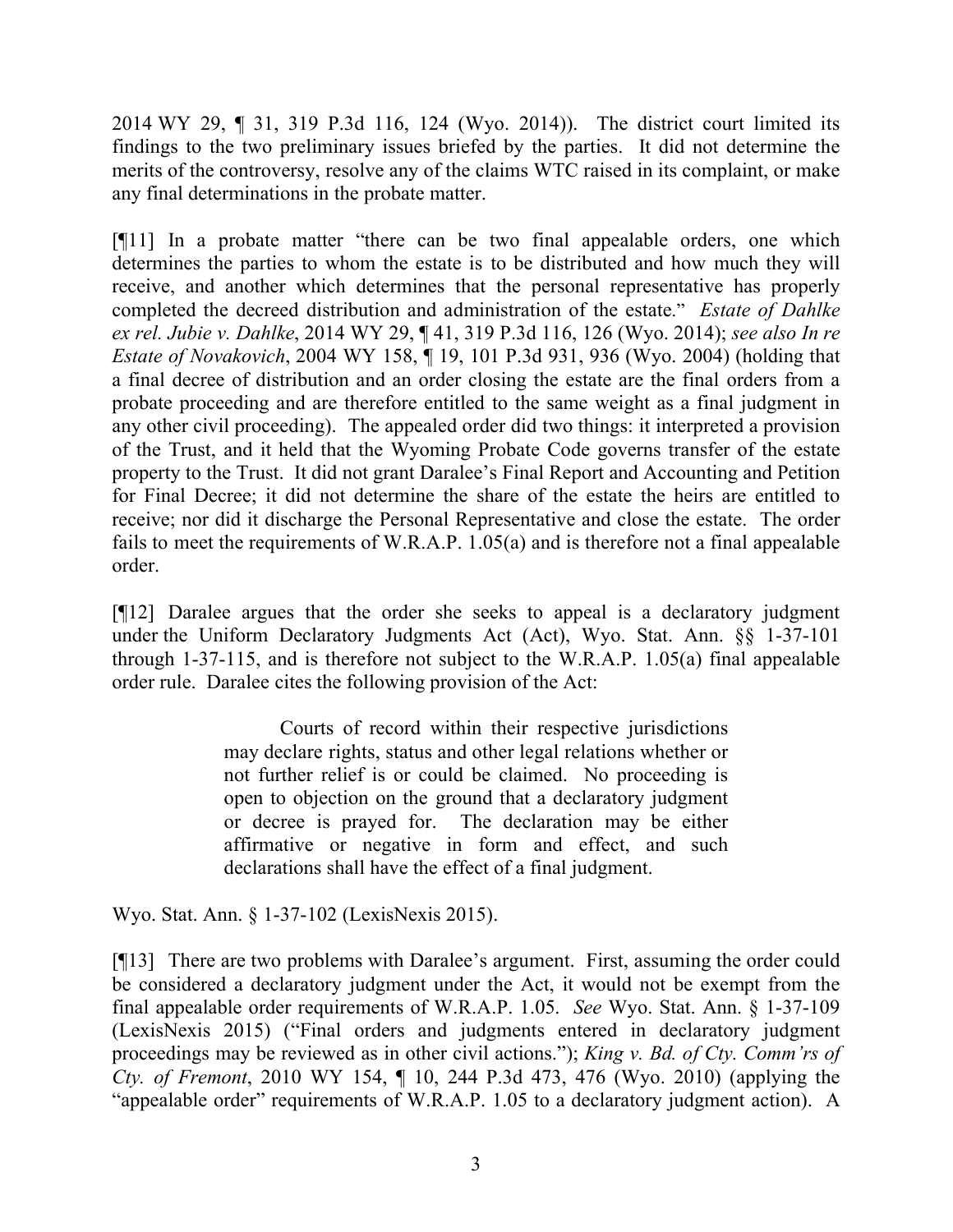2014 WY 29, ¶ 31, 319 P.3d 116, 124 (Wyo. 2014)). The district court limited its findings to the two preliminary issues briefed by the parties. It did not determine the merits of the controversy, resolve any of the claims WTC raised in its complaint, or make any final determinations in the probate matter.

[¶11] In a probate matter "there can be two final appealable orders, one which determines the parties to whom the estate is to be distributed and how much they will receive, and another which determines that the personal representative has properly completed the decreed distribution and administration of the estate." *Estate of Dahlke ex rel. Jubie v. Dahlke*, 2014 WY 29, ¶ 41, 319 P.3d 116, 126 (Wyo. 2014); *see also In re Estate of Novakovich*, 2004 WY 158, ¶ 19, 101 P.3d 931, 936 (Wyo. 2004) (holding that a final decree of distribution and an order closing the estate are the final orders from a probate proceeding and are therefore entitled to the same weight as a final judgment in any other civil proceeding). The appealed order did two things: it interpreted a provision of the Trust, and it held that the Wyoming Probate Code governs transfer of the estate property to the Trust. It did not grant Daralee's Final Report and Accounting and Petition for Final Decree; it did not determine the share of the estate the heirs are entitled to receive; nor did it discharge the Personal Representative and close the estate. The order fails to meet the requirements of W.R.A.P. 1.05(a) and is therefore not a final appealable order.

[¶12] Daralee argues that the order she seeks to appeal is a declaratory judgment under the Uniform Declaratory Judgments Act (Act), Wyo. Stat. Ann. §§ 1-37-101 through 1-37-115, and is therefore not subject to the W.R.A.P. 1.05(a) final appealable order rule. Daralee cites the following provision of the Act:

> Courts of record within their respective jurisdictions may declare rights, status and other legal relations whether or not further relief is or could be claimed. No proceeding is open to objection on the ground that a declaratory judgment or decree is prayed for. The declaration may be either affirmative or negative in form and effect, and such declarations shall have the effect of a final judgment.

Wyo. Stat. Ann. § 1-37-102 (LexisNexis 2015).

[¶13] There are two problems with Daralee's argument. First, assuming the order could be considered a declaratory judgment under the Act, it would not be exempt from the final appealable order requirements of W.R.A.P. 1.05. *See* Wyo. Stat. Ann. § 1-37-109 (LexisNexis 2015) ("Final orders and judgments entered in declaratory judgment proceedings may be reviewed as in other civil actions."); *King v. Bd. of Cty. Comm'rs of Cty. of Fremont*, 2010 WY 154, ¶ 10, 244 P.3d 473, 476 (Wyo. 2010) (applying the "appealable order" requirements of W.R.A.P. 1.05 to a declaratory judgment action). A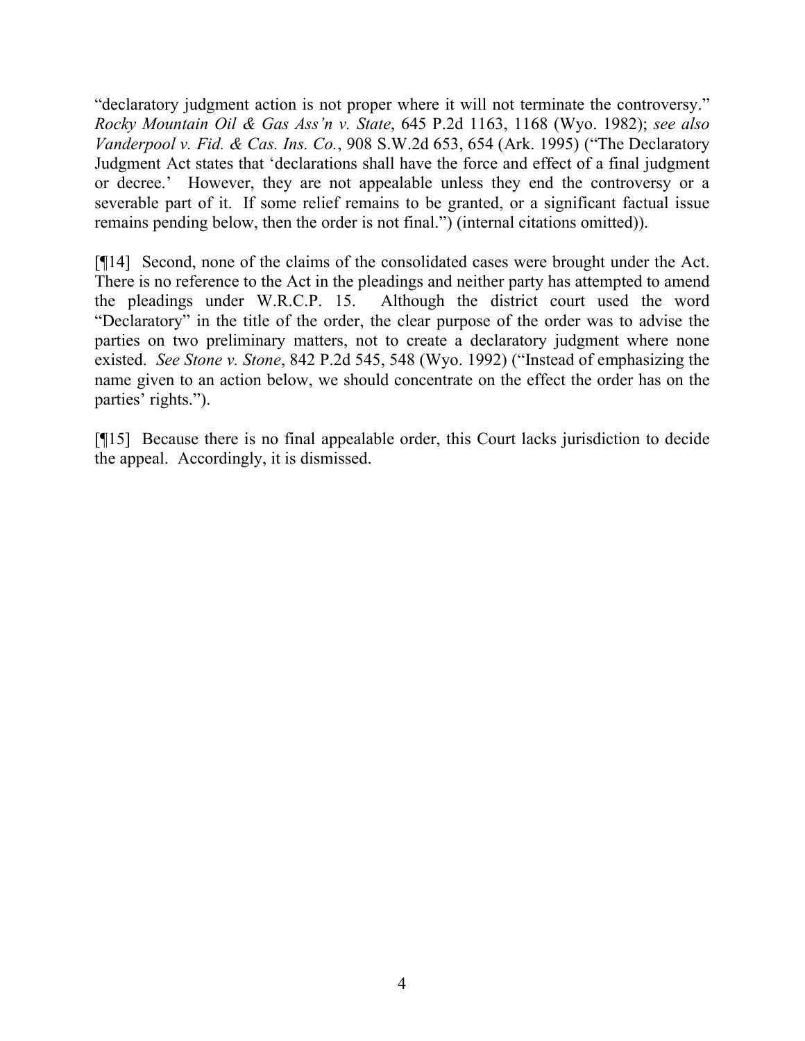"declaratory judgment action is not proper where it will not terminate the controversy." *Rocky Mountain Oil & Gas Ass'n v. State*, 645 P.2d 1163, 1168 (Wyo. 1982); *see also Vanderpool v. Fid. & Cas. Ins. Co.*, 908 S.W.2d 653, 654 (Ark. 1995) ("The Declaratory Judgment Act states that 'declarations shall have the force and effect of a final judgment or decree.' However, they are not appealable unless they end the controversy or a severable part of it. If some relief remains to be granted, or a significant factual issue remains pending below, then the order is not final.") (internal citations omitted)).

[¶14] Second, none of the claims of the consolidated cases were brought under the Act. There is no reference to the Act in the pleadings and neither party has attempted to amend the pleadings under W.R.C.P. 15. Although the district court used the word "Declaratory" in the title of the order, the clear purpose of the order was to advise the parties on two preliminary matters, not to create a declaratory judgment where none existed. *See Stone v. Stone*, 842 P.2d 545, 548 (Wyo. 1992) ("Instead of emphasizing the name given to an action below, we should concentrate on the effect the order has on the parties' rights.").

[¶15] Because there is no final appealable order, this Court lacks jurisdiction to decide the appeal. Accordingly, it is dismissed.